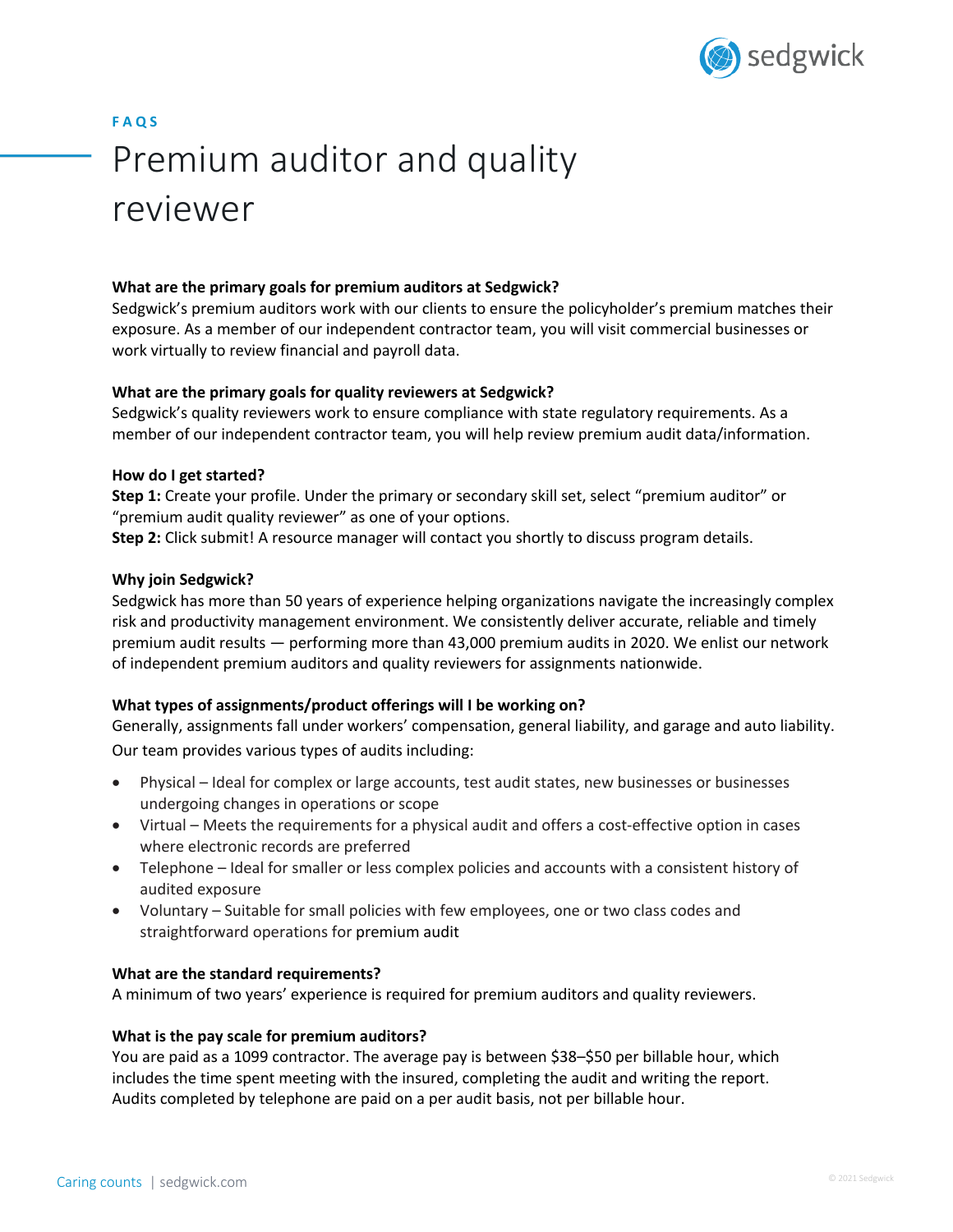FAQS

# Premium auditor and quality reviewer

**What are the primary goals for premium auditors at Sedgwick?**
Sedgwick's premium auditors work with our clients to ensure the policyholder's premium matches their exposure. As a member of our independent contractor team, you will visit commercial businesses or work virtually to review financial and payroll data.

**What are the primary goals for quality reviewers at Sedgwick?**
Sedgwick's quality reviewers work to ensure compliance with state regulatory requirements. As a member of our independent contractor team, you will help review premium audit data/information.

**How do I get started?**
**Step 1:** Create your profile. Under the primary or secondary skill set, select "premium auditor" or "premium audit quality reviewer" as one of your options.
**Step 2:** Click submit! A resource manager will contact you shortly to discuss program details.

**Why join Sedgwick?**
Sedgwick has more than 50 years of experience helping organizations navigate the increasingly complex risk and productivity management environment. We consistently deliver accurate, reliable and timely premium audit results — performing more than 43,000 premium audits in 2020. We enlist our network of independent premium auditors and quality reviewers for assignments nationwide.

**What types of assignments/product offerings will I be working on?**
Generally, assignments fall under workers' compensation, general liability, and garage and auto liability. Our team provides various types of audits including:

- Physical – Ideal for complex or large accounts, test audit states, new businesses or businesses undergoing changes in operations or scope
- Virtual – Meets the requirements for a physical audit and offers a cost-effective option in cases where electronic records are preferred
- Telephone – Ideal for smaller or less complex policies and accounts with a consistent history of audited exposure
- Voluntary – Suitable for small policies with few employees, one or two class codes and straightforward operations for premium audit

**What are the standard requirements?**
A minimum of two years' experience is required for premium auditors and quality reviewers.

**What is the pay scale for premium auditors?**
You are paid as a 1099 contractor. The average pay is between $38–$50 per billable hour, which includes the time spent meeting with the insured, completing the audit and writing the report. Audits completed by telephone are paid on a per audit basis, not per billable hour.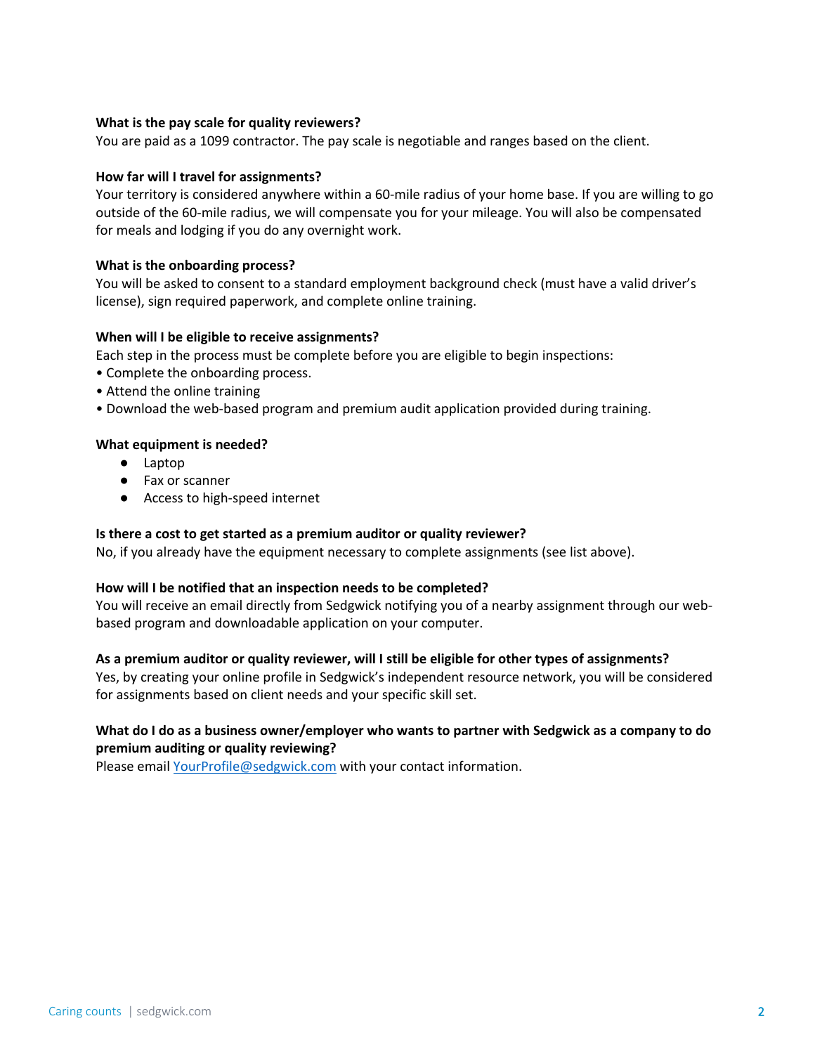**What is the pay scale for quality reviewers?**
You are paid as a 1099 contractor. The pay scale is negotiable and ranges based on the client.

**How far will I travel for assignments?**
Your territory is considered anywhere within a 60-mile radius of your home base. If you are willing to go outside of the 60-mile radius, we will compensate you for your mileage. You will also be compensated for meals and lodging if you do any overnight work.

**What is the onboarding process?**
You will be asked to consent to a standard employment background check (must have a valid driver's license), sign required paperwork, and complete online training.

**When will I be eligible to receive assignments?**
Each step in the process must be complete before you are eligible to begin inspections:
- Complete the onboarding process.
- Attend the online training
- Download the web-based program and premium audit application provided during training.

**What equipment is needed?**
- Laptop
- Fax or scanner
- Access to high-speed internet

**Is there a cost to get started as a premium auditor or quality reviewer?**
No, if you already have the equipment necessary to complete assignments (see list above).

**How will I be notified that an inspection needs to be completed?**
You will receive an email directly from Sedgwick notifying you of a nearby assignment through our web-based program and downloadable application on your computer.

**As a premium auditor or quality reviewer, will I still be eligible for other types of assignments?**
Yes, by creating your online profile in Sedgwick's independent resource network, you will be considered for assignments based on client needs and your specific skill set.

**What do I do as a business owner/employer who wants to partner with Sedgwick as a company to do premium auditing or quality reviewing?**
Please email YourProfile@sedgwick.com with your contact information.